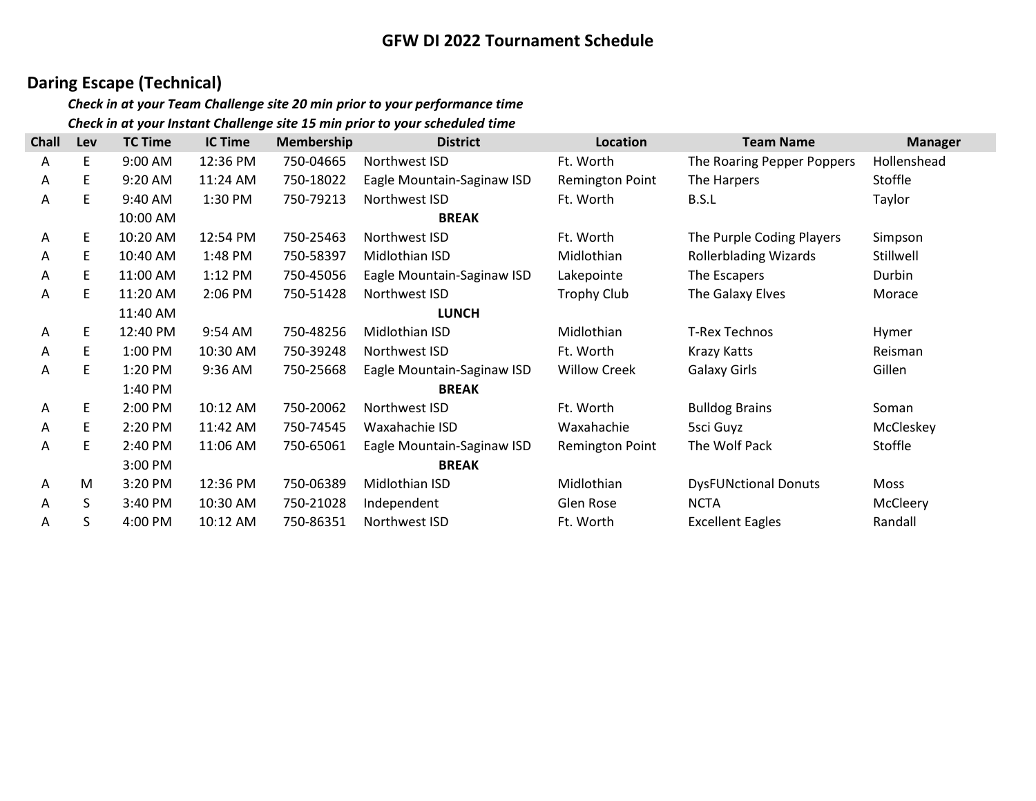# GFW DI 2022 Tournament Schedule

## Daring Escape (Technical)

***Check in at your Team Challenge site 20 min prior to your performance time***

***Check in at your Instant Challenge site 15 min prior to your scheduled time***

| Chall | Lev | TC Time | IC Time | Membership | District | Location | Team Name | Manager |
|---|---|---|---|---|---|---|---|---|
| A | E | 9:00 AM | 12:36 PM | 750-04665 | Northwest ISD | Ft. Worth | The Roaring Pepper Poppers | Hollenshead |
| A | E | 9:20 AM | 11:24 AM | 750-18022 | Eagle Mountain-Saginaw ISD | Remington Point | The Harpers | Stoffle |
| A | E | 9:40 AM | 1:30 PM | 750-79213 | Northwest ISD | Ft. Worth | B.S.L | Taylor |
| | | 10:00 AM | | | **BREAK** | | | |
| A | E | 10:20 AM | 12:54 PM | 750-25463 | Northwest ISD | Ft. Worth | The Purple Coding Players | Simpson |
| A | E | 10:40 AM | 1:48 PM | 750-58397 | Midlothian ISD | Midlothian | Rollerblading Wizards | Stillwell |
| A | E | 11:00 AM | 1:12 PM | 750-45056 | Eagle Mountain-Saginaw ISD | Lakepointe | The Escapers | Durbin |
| A | E | 11:20 AM | 2:06 PM | 750-51428 | Northwest ISD | Trophy Club | The Galaxy Elves | Morace |
| | | 11:40 AM | | | **LUNCH** | | | |
| A | E | 12:40 PM | 9:54 AM | 750-48256 | Midlothian ISD | Midlothian | T-Rex Technos | Hymer |
| A | E | 1:00 PM | 10:30 AM | 750-39248 | Northwest ISD | Ft. Worth | Krazy Katts | Reisman |
| A | E | 1:20 PM | 9:36 AM | 750-25668 | Eagle Mountain-Saginaw ISD | Willow Creek | Galaxy Girls | Gillen |
| | | 1:40 PM | | | **BREAK** | | | |
| A | E | 2:00 PM | 10:12 AM | 750-20062 | Northwest ISD | Ft. Worth | Bulldog Brains | Soman |
| A | E | 2:20 PM | 11:42 AM | 750-74545 | Waxahachie ISD | Waxahachie | 5sci Guyz | McCleskey |
| A | E | 2:40 PM | 11:06 AM | 750-65061 | Eagle Mountain-Saginaw ISD | Remington Point | The Wolf Pack | Stoffle |
| | | 3:00 PM | | | **BREAK** | | | |
| A | M | 3:20 PM | 12:36 PM | 750-06389 | Midlothian ISD | Midlothian | DysFUNctional Donuts | Moss |
| A | S | 3:40 PM | 10:30 AM | 750-21028 | Independent | Glen Rose | NCTA | McCleery |
| A | S | 4:00 PM | 10:12 AM | 750-86351 | Northwest ISD | Ft. Worth | Excellent Eagles | Randall |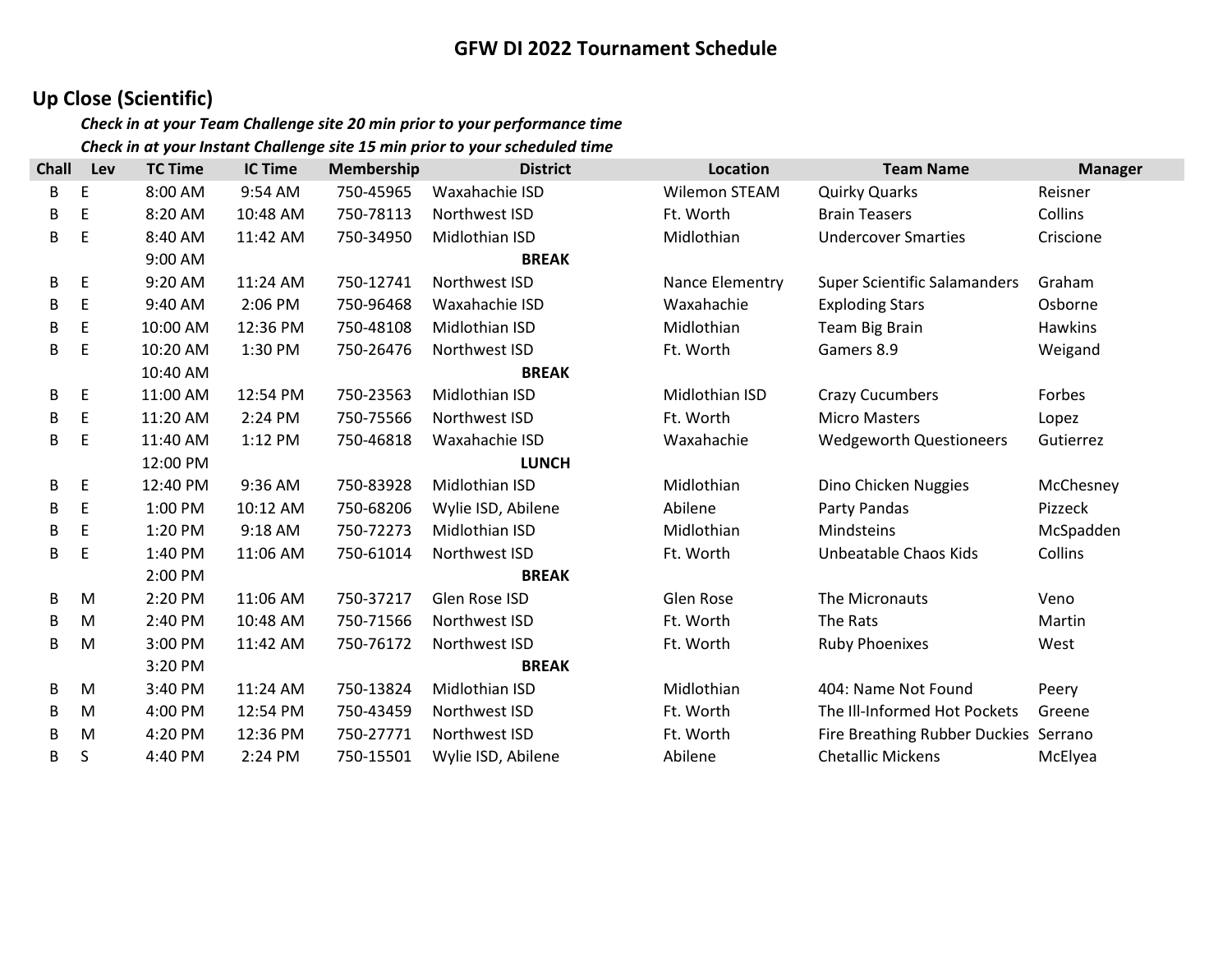# GFW DI 2022 Tournament Schedule

## Up Close (Scientific)

*Check in at your Team Challenge site 20 min prior to your performance time*

*Check in at your Instant Challenge site 15 min prior to your scheduled time*

| Chall | Lev | TC Time | IC Time | Membership | District | Location | Team Name | Manager |
|---|---|---|---|---|---|---|---|---|
| B | E | 8:00 AM | 9:54 AM | 750-45965 | Waxahachie ISD | Wilemon STEAM | Quirky Quarks | Reisner |
| B | E | 8:20 AM | 10:48 AM | 750-78113 | Northwest ISD | Ft. Worth | Brain Teasers | Collins |
| B | E | 8:40 AM | 11:42 AM | 750-34950 | Midlothian ISD | Midlothian | Undercover Smarties | Criscione |
| | | 9:00 AM | | | **BREAK** | | | |
| B | E | 9:20 AM | 11:24 AM | 750-12741 | Northwest ISD | Nance Elementry | Super Scientific Salamanders | Graham |
| B | E | 9:40 AM | 2:06 PM | 750-96468 | Waxahachie ISD | Waxahachie | Exploding Stars | Osborne |
| B | E | 10:00 AM | 12:36 PM | 750-48108 | Midlothian ISD | Midlothian | Team Big Brain | Hawkins |
| B | E | 10:20 AM | 1:30 PM | 750-26476 | Northwest ISD | Ft. Worth | Gamers 8.9 | Weigand |
| | | 10:40 AM | | | **BREAK** | | | |
| B | E | 11:00 AM | 12:54 PM | 750-23563 | Midlothian ISD | Midlothian ISD | Crazy Cucumbers | Forbes |
| B | E | 11:20 AM | 2:24 PM | 750-75566 | Northwest ISD | Ft. Worth | Micro Masters | Lopez |
| B | E | 11:40 AM | 1:12 PM | 750-46818 | Waxahachie ISD | Waxahachie | Wedgeworth Questioneers | Gutierrez |
| | | 12:00 PM | | | **LUNCH** | | | |
| B | E | 12:40 PM | 9:36 AM | 750-83928 | Midlothian ISD | Midlothian | Dino Chicken Nuggies | McChesney |
| B | E | 1:00 PM | 10:12 AM | 750-68206 | Wylie ISD, Abilene | Abilene | Party Pandas | Pizzeck |
| B | E | 1:20 PM | 9:18 AM | 750-72273 | Midlothian ISD | Midlothian | Mindsteins | McSpadden |
| B | E | 1:40 PM | 11:06 AM | 750-61014 | Northwest ISD | Ft. Worth | Unbeatable Chaos Kids | Collins |
| | | 2:00 PM | | | **BREAK** | | | |
| B | M | 2:20 PM | 11:06 AM | 750-37217 | Glen Rose ISD | Glen Rose | The Micronauts | Veno |
| B | M | 2:40 PM | 10:48 AM | 750-71566 | Northwest ISD | Ft. Worth | The Rats | Martin |
| B | M | 3:00 PM | 11:42 AM | 750-76172 | Northwest ISD | Ft. Worth | Ruby Phoenixes | West |
| | | 3:20 PM | | | **BREAK** | | | |
| B | M | 3:40 PM | 11:24 AM | 750-13824 | Midlothian ISD | Midlothian | 404: Name Not Found | Peery |
| B | M | 4:00 PM | 12:54 PM | 750-43459 | Northwest ISD | Ft. Worth | The Ill-Informed Hot Pockets | Greene |
| B | M | 4:20 PM | 12:36 PM | 750-27771 | Northwest ISD | Ft. Worth | Fire Breathing Rubber Duckies | Serrano |
| B | S | 4:40 PM | 2:24 PM | 750-15501 | Wylie ISD, Abilene | Abilene | Chetallic Mickens | McElyea |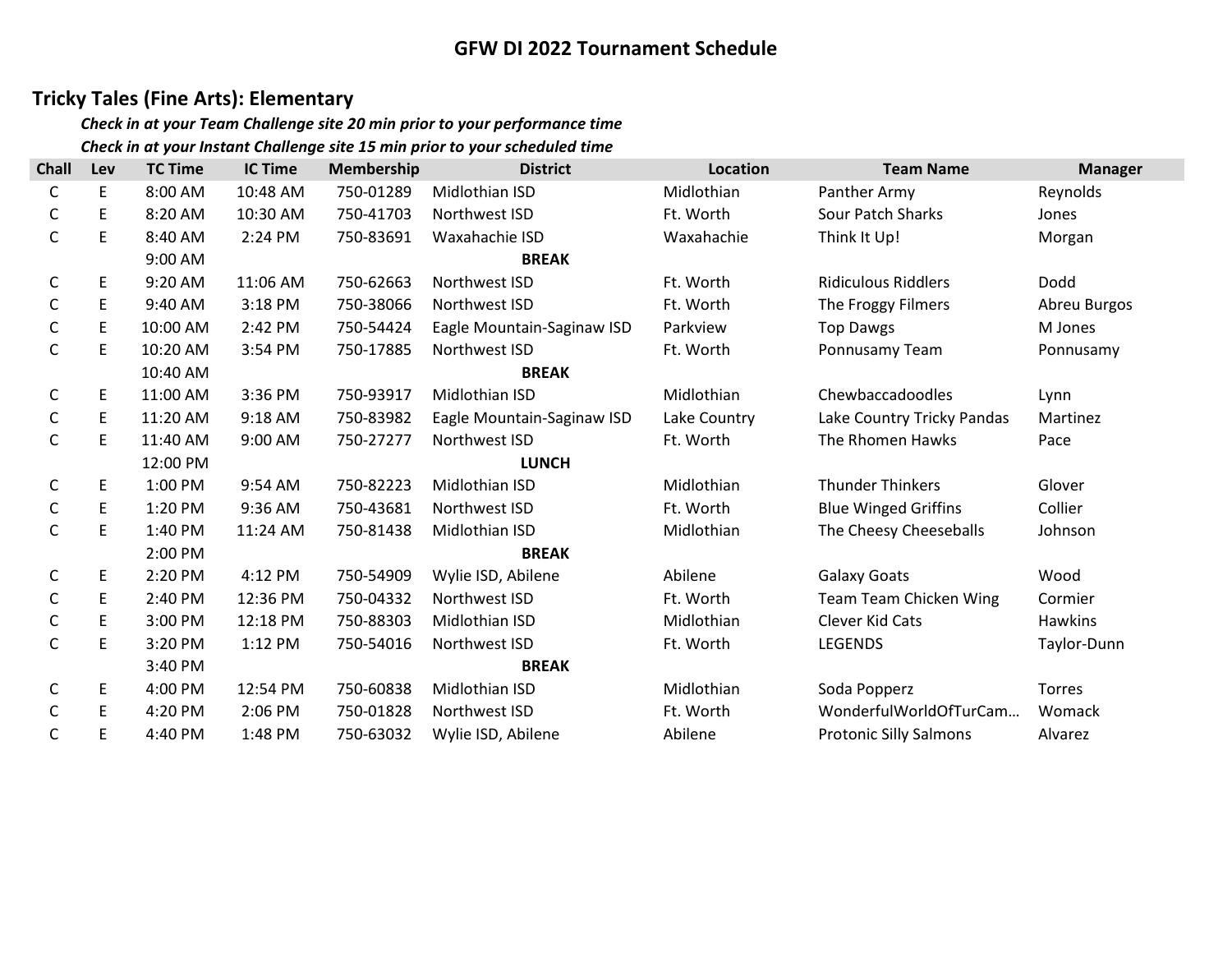# GFW DI 2022 Tournament Schedule

## Tricky Tales (Fine Arts): Elementary

***Check in at your Team Challenge site 20 min prior to your performance time***

***Check in at your Instant Challenge site 15 min prior to your scheduled time***

| Chall | Lev | TC Time | IC Time | Membership | District | Location | Team Name | Manager |
|---|---|---|---|---|---|---|---|---|
| C | E | 8:00 AM | 10:48 AM | 750-01289 | Midlothian ISD | Midlothian | Panther Army | Reynolds |
| C | E | 8:20 AM | 10:30 AM | 750-41703 | Northwest ISD | Ft. Worth | Sour Patch Sharks | Jones |
| C | E | 8:40 AM | 2:24 PM | 750-83691 | Waxahachie ISD | Waxahachie | Think It Up! | Morgan |
| | | 9:00 AM | | | **BREAK** | | | |
| C | E | 9:20 AM | 11:06 AM | 750-62663 | Northwest ISD | Ft. Worth | Ridiculous Riddlers | Dodd |
| C | E | 9:40 AM | 3:18 PM | 750-38066 | Northwest ISD | Ft. Worth | The Froggy Filmers | Abreu Burgos |
| C | E | 10:00 AM | 2:42 PM | 750-54424 | Eagle Mountain-Saginaw ISD | Parkview | Top Dawgs | M Jones |
| C | E | 10:20 AM | 3:54 PM | 750-17885 | Northwest ISD | Ft. Worth | Ponnusamy Team | Ponnusamy |
| | | 10:40 AM | | | **BREAK** | | | |
| C | E | 11:00 AM | 3:36 PM | 750-93917 | Midlothian ISD | Midlothian | Chewbaccadoodles | Lynn |
| C | E | 11:20 AM | 9:18 AM | 750-83982 | Eagle Mountain-Saginaw ISD | Lake Country | Lake Country Tricky Pandas | Martinez |
| C | E | 11:40 AM | 9:00 AM | 750-27277 | Northwest ISD | Ft. Worth | The Rhomen Hawks | Pace |
| | | 12:00 PM | | | **LUNCH** | | | |
| C | E | 1:00 PM | 9:54 AM | 750-82223 | Midlothian ISD | Midlothian | Thunder Thinkers | Glover |
| C | E | 1:20 PM | 9:36 AM | 750-43681 | Northwest ISD | Ft. Worth | Blue Winged Griffins | Collier |
| C | E | 1:40 PM | 11:24 AM | 750-81438 | Midlothian ISD | Midlothian | The Cheesy Cheeseballs | Johnson |
| | | 2:00 PM | | | **BREAK** | | | |
| C | E | 2:20 PM | 4:12 PM | 750-54909 | Wylie ISD, Abilene | Abilene | Galaxy Goats | Wood |
| C | E | 2:40 PM | 12:36 PM | 750-04332 | Northwest ISD | Ft. Worth | Team Team Chicken Wing | Cormier |
| C | E | 3:00 PM | 12:18 PM | 750-88303 | Midlothian ISD | Midlothian | Clever Kid Cats | Hawkins |
| C | E | 3:20 PM | 1:12 PM | 750-54016 | Northwest ISD | Ft. Worth | LEGENDS | Taylor-Dunn |
| | | 3:40 PM | | | **BREAK** | | | |
| C | E | 4:00 PM | 12:54 PM | 750-60838 | Midlothian ISD | Midlothian | Soda Popperz | Torres |
| C | E | 4:20 PM | 2:06 PM | 750-01828 | Northwest ISD | Ft. Worth | WonderfulWorldOfTurCam… | Womack |
| C | E | 4:40 PM | 1:48 PM | 750-63032 | Wylie ISD, Abilene | Abilene | Protonic Silly Salmons | Alvarez |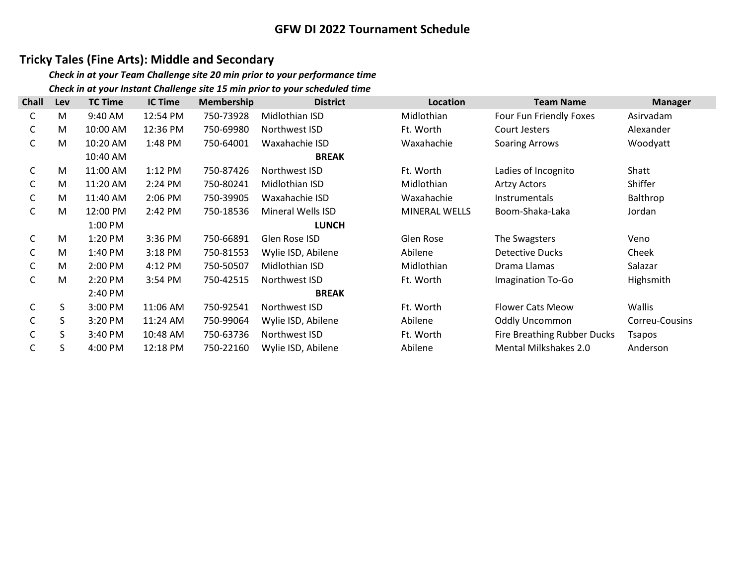# GFW DI 2022 Tournament Schedule

## Tricky Tales (Fine Arts): Middle and Secondary

***Check in at your Team Challenge site 20 min prior to your performance time***

***Check in at your Instant Challenge site 15 min prior to your scheduled time***

| Chall | Lev | TC Time | IC Time | Membership | District | Location | Team Name | Manager |
|---|---|---|---|---|---|---|---|---|
| C | M | 9:40 AM | 12:54 PM | 750-73928 | Midlothian ISD | Midlothian | Four Fun Friendly Foxes | Asirvadam |
| C | M | 10:00 AM | 12:36 PM | 750-69980 | Northwest ISD | Ft. Worth | Court Jesters | Alexander |
| C | M | 10:20 AM | 1:48 PM | 750-64001 | Waxahachie ISD | Waxahachie | Soaring Arrows | Woodyatt |
| | | 10:40 AM | | | **BREAK** | | | |
| C | M | 11:00 AM | 1:12 PM | 750-87426 | Northwest ISD | Ft. Worth | Ladies of Incognito | Shatt |
| C | M | 11:20 AM | 2:24 PM | 750-80241 | Midlothian ISD | Midlothian | Artzy Actors | Shiffer |
| C | M | 11:40 AM | 2:06 PM | 750-39905 | Waxahachie ISD | Waxahachie | Instrumentals | Balthrop |
| C | M | 12:00 PM | 2:42 PM | 750-18536 | Mineral Wells ISD | MINERAL WELLS | Boom-Shaka-Laka | Jordan |
| | | 1:00 PM | | | **LUNCH** | | | |
| C | M | 1:20 PM | 3:36 PM | 750-66891 | Glen Rose ISD | Glen Rose | The Swagsters | Veno |
| C | M | 1:40 PM | 3:18 PM | 750-81553 | Wylie ISD, Abilene | Abilene | Detective Ducks | Cheek |
| C | M | 2:00 PM | 4:12 PM | 750-50507 | Midlothian ISD | Midlothian | Drama Llamas | Salazar |
| C | M | 2:20 PM | 3:54 PM | 750-42515 | Northwest ISD | Ft. Worth | Imagination To-Go | Highsmith |
| | | 2:40 PM | | | **BREAK** | | | |
| C | S | 3:00 PM | 11:06 AM | 750-92541 | Northwest ISD | Ft. Worth | Flower Cats Meow | Wallis |
| C | S | 3:20 PM | 11:24 AM | 750-99064 | Wylie ISD, Abilene | Abilene | Oddly Uncommon | Correu-Cousins |
| C | S | 3:40 PM | 10:48 AM | 750-63736 | Northwest ISD | Ft. Worth | Fire Breathing Rubber Ducks | Tsapos |
| C | S | 4:00 PM | 12:18 PM | 750-22160 | Wylie ISD, Abilene | Abilene | Mental Milkshakes 2.0 | Anderson |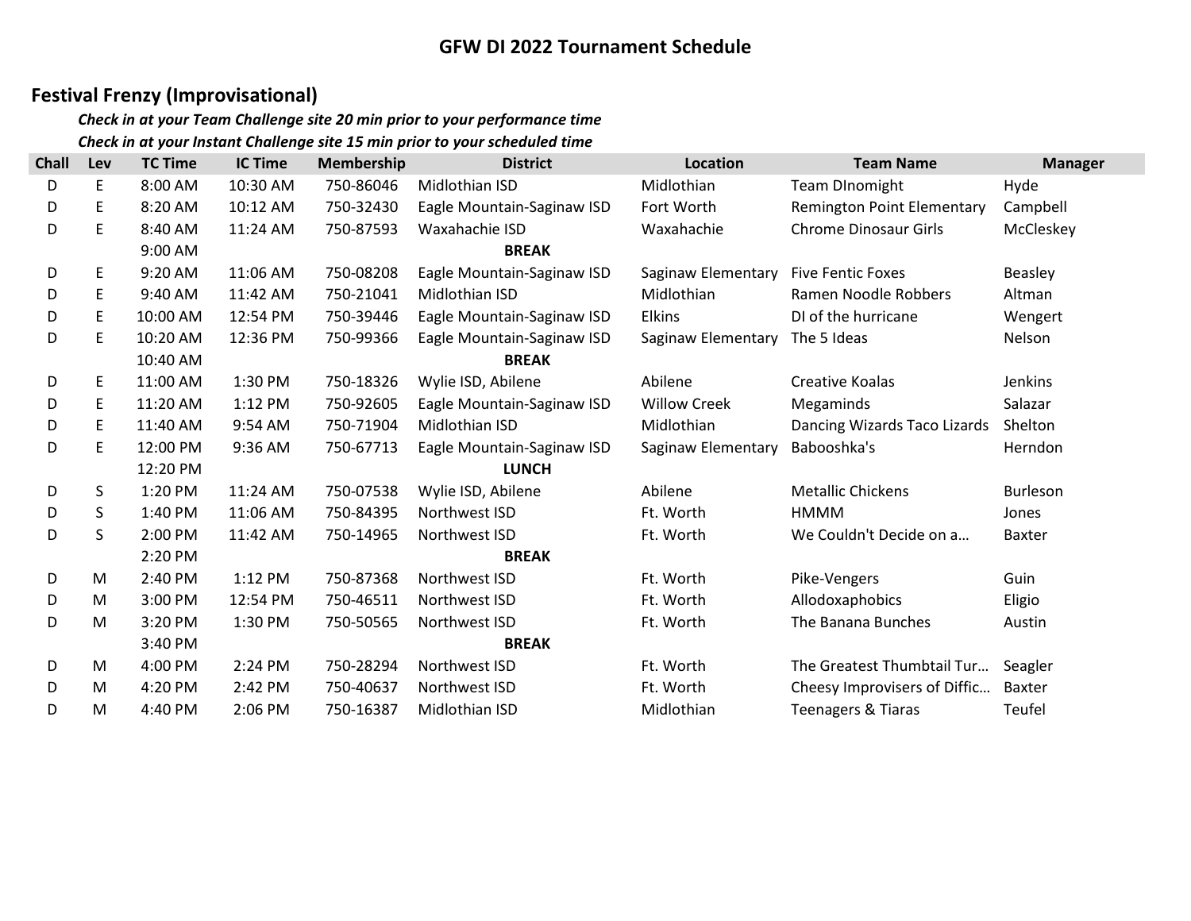# GFW DI 2022 Tournament Schedule

## Festival Frenzy (Improvisational)

***Check in at your Team Challenge site 20 min prior to your performance time***

***Check in at your Instant Challenge site 15 min prior to your scheduled time***

| Chall | Lev | TC Time | IC Time | Membership | District | Location | Team Name | Manager |
|---|---|---|---|---|---|---|---|---|
| D | E | 8:00 AM | 10:30 AM | 750-86046 | Midlothian ISD | Midlothian | Team DInomight | Hyde |
| D | E | 8:20 AM | 10:12 AM | 750-32430 | Eagle Mountain-Saginaw ISD | Fort Worth | Remington Point Elementary | Campbell |
| D | E | 8:40 AM | 11:24 AM | 750-87593 | Waxahachie ISD | Waxahachie | Chrome Dinosaur Girls | McCleskey |
| | | 9:00 AM | | | **BREAK** | | | |
| D | E | 9:20 AM | 11:06 AM | 750-08208 | Eagle Mountain-Saginaw ISD | Saginaw Elementary | Five Fentic Foxes | Beasley |
| D | E | 9:40 AM | 11:42 AM | 750-21041 | Midlothian ISD | Midlothian | Ramen Noodle Robbers | Altman |
| D | E | 10:00 AM | 12:54 PM | 750-39446 | Eagle Mountain-Saginaw ISD | Elkins | DI of the hurricane | Wengert |
| D | E | 10:20 AM | 12:36 PM | 750-99366 | Eagle Mountain-Saginaw ISD | Saginaw Elementary | The 5 Ideas | Nelson |
| | | 10:40 AM | | | **BREAK** | | | |
| D | E | 11:00 AM | 1:30 PM | 750-18326 | Wylie ISD, Abilene | Abilene | Creative Koalas | Jenkins |
| D | E | 11:20 AM | 1:12 PM | 750-92605 | Eagle Mountain-Saginaw ISD | Willow Creek | Megaminds | Salazar |
| D | E | 11:40 AM | 9:54 AM | 750-71904 | Midlothian ISD | Midlothian | Dancing Wizards Taco Lizards | Shelton |
| D | E | 12:00 PM | 9:36 AM | 750-67713 | Eagle Mountain-Saginaw ISD | Saginaw Elementary | Babooshka's | Herndon |
| | | 12:20 PM | | | **LUNCH** | | | |
| D | S | 1:20 PM | 11:24 AM | 750-07538 | Wylie ISD, Abilene | Abilene | Metallic Chickens | Burleson |
| D | S | 1:40 PM | 11:06 AM | 750-84395 | Northwest ISD | Ft. Worth | HMMM | Jones |
| D | S | 2:00 PM | 11:42 AM | 750-14965 | Northwest ISD | Ft. Worth | We Couldn't Decide on a… | Baxter |
| | | 2:20 PM | | | **BREAK** | | | |
| D | M | 2:40 PM | 1:12 PM | 750-87368 | Northwest ISD | Ft. Worth | Pike-Vengers | Guin |
| D | M | 3:00 PM | 12:54 PM | 750-46511 | Northwest ISD | Ft. Worth | Allodoxaphobics | Eligio |
| D | M | 3:20 PM | 1:30 PM | 750-50565 | Northwest ISD | Ft. Worth | The Banana Bunches | Austin |
| | | 3:40 PM | | | **BREAK** | | | |
| D | M | 4:00 PM | 2:24 PM | 750-28294 | Northwest ISD | Ft. Worth | The Greatest Thumbtail Tur… | Seagler |
| D | M | 4:20 PM | 2:42 PM | 750-40637 | Northwest ISD | Ft. Worth | Cheesy Improvisers of Diffic… | Baxter |
| D | M | 4:40 PM | 2:06 PM | 750-16387 | Midlothian ISD | Midlothian | Teenagers & Tiaras | Teufel |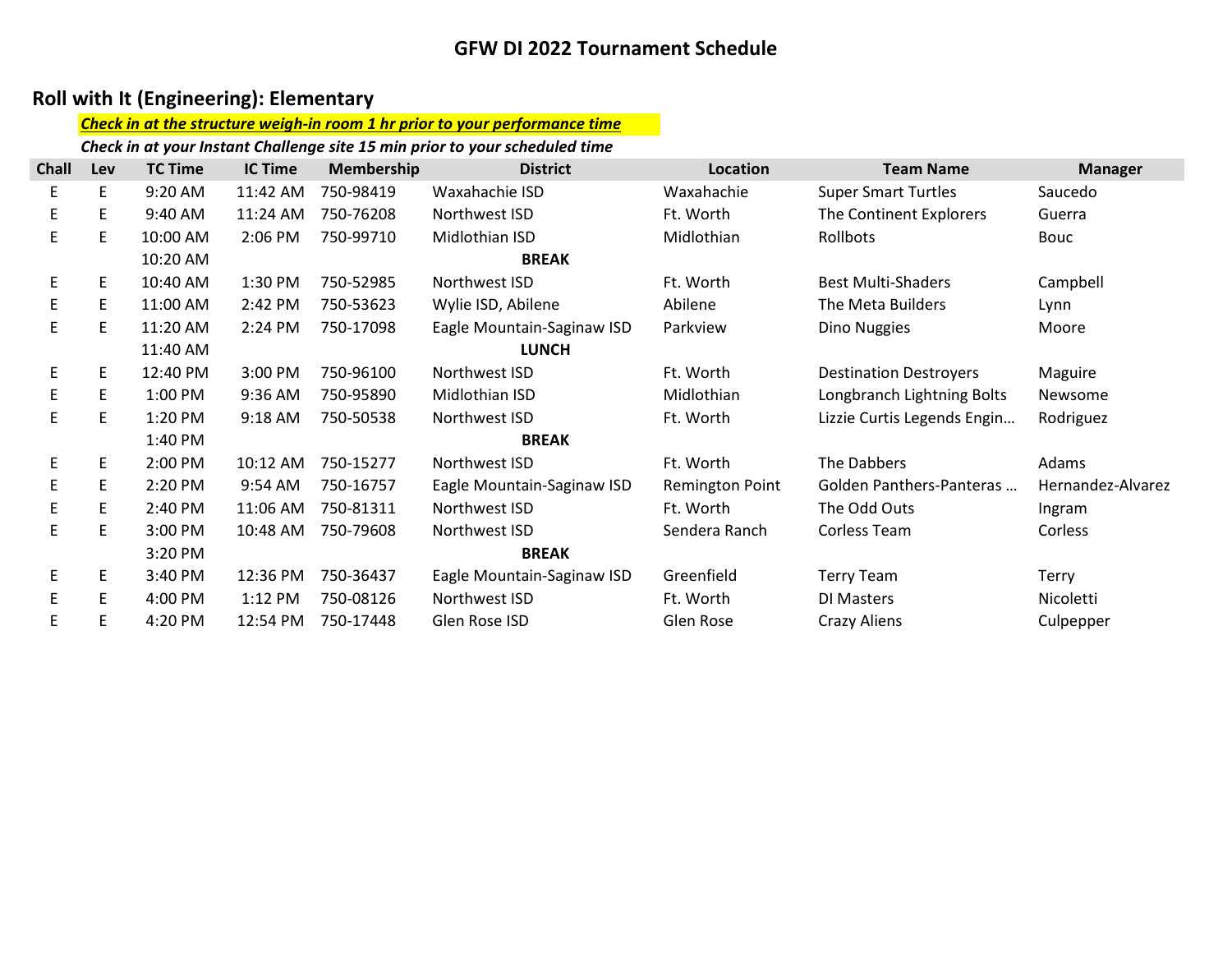# GFW DI 2022 Tournament Schedule

## Roll with It (Engineering): Elementary

***Check in at the structure weigh-in room 1 hr prior to your performance time***

***Check in at your Instant Challenge site 15 min prior to your scheduled time***

| Chall | Lev | TC Time | IC Time | Membership | District | Location | Team Name | Manager |
|---|---|---|---|---|---|---|---|---|
| E | E | 9:20 AM | 11:42 AM | 750-98419 | Waxahachie ISD | Waxahachie | Super Smart Turtles | Saucedo |
| E | E | 9:40 AM | 11:24 AM | 750-76208 | Northwest ISD | Ft. Worth | The Continent Explorers | Guerra |
| E | E | 10:00 AM | 2:06 PM | 750-99710 | Midlothian ISD | Midlothian | Rollbots | Bouc |
| | | 10:20 AM | | | **BREAK** | | | |
| E | E | 10:40 AM | 1:30 PM | 750-52985 | Northwest ISD | Ft. Worth | Best Multi-Shaders | Campbell |
| E | E | 11:00 AM | 2:42 PM | 750-53623 | Wylie ISD, Abilene | Abilene | The Meta Builders | Lynn |
| E | E | 11:20 AM | 2:24 PM | 750-17098 | Eagle Mountain-Saginaw ISD | Parkview | Dino Nuggies | Moore |
| | | 11:40 AM | | | **LUNCH** | | | |
| E | E | 12:40 PM | 3:00 PM | 750-96100 | Northwest ISD | Ft. Worth | Destination Destroyers | Maguire |
| E | E | 1:00 PM | 9:36 AM | 750-95890 | Midlothian ISD | Midlothian | Longbranch Lightning Bolts | Newsome |
| E | E | 1:20 PM | 9:18 AM | 750-50538 | Northwest ISD | Ft. Worth | Lizzie Curtis Legends Engin… | Rodriguez |
| | | 1:40 PM | | | **BREAK** | | | |
| E | E | 2:00 PM | 10:12 AM | 750-15277 | Northwest ISD | Ft. Worth | The Dabbers | Adams |
| E | E | 2:20 PM | 9:54 AM | 750-16757 | Eagle Mountain-Saginaw ISD | Remington Point | Golden Panthers-Panteras … | Hernandez-Alvarez |
| E | E | 2:40 PM | 11:06 AM | 750-81311 | Northwest ISD | Ft. Worth | The Odd Outs | Ingram |
| E | E | 3:00 PM | 10:48 AM | 750-79608 | Northwest ISD | Sendera Ranch | Corless Team | Corless |
| | | 3:20 PM | | | **BREAK** | | | |
| E | E | 3:40 PM | 12:36 PM | 750-36437 | Eagle Mountain-Saginaw ISD | Greenfield | Terry Team | Terry |
| E | E | 4:00 PM | 1:12 PM | 750-08126 | Northwest ISD | Ft. Worth | DI Masters | Nicoletti |
| E | E | 4:20 PM | 12:54 PM | 750-17448 | Glen Rose ISD | Glen Rose | Crazy Aliens | Culpepper |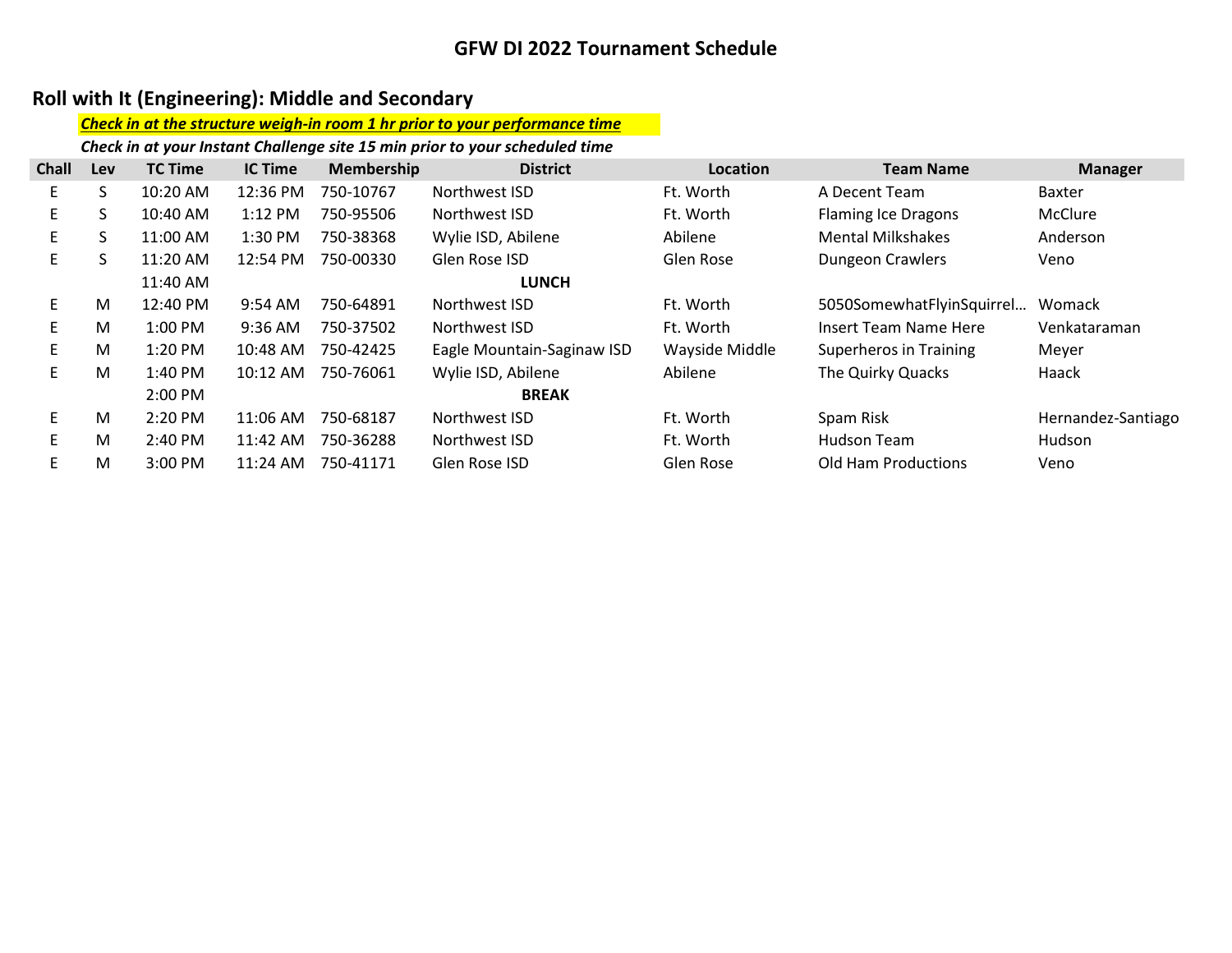# GFW DI 2022 Tournament Schedule

## Roll with It (Engineering): Middle and Secondary

***Check in at the structure weigh-in room 1 hr prior to your performance time***

***Check in at your Instant Challenge site 15 min prior to your scheduled time***

| Chall | Lev | TC Time | IC Time | Membership | District | Location | Team Name | Manager |
|---|---|---|---|---|---|---|---|---|
| E | S | 10:20 AM | 12:36 PM | 750-10767 | Northwest ISD | Ft. Worth | A Decent Team | Baxter |
| E | S | 10:40 AM | 1:12 PM | 750-95506 | Northwest ISD | Ft. Worth | Flaming Ice Dragons | McClure |
| E | S | 11:00 AM | 1:30 PM | 750-38368 | Wylie ISD, Abilene | Abilene | Mental Milkshakes | Anderson |
| E | S | 11:20 AM | 12:54 PM | 750-00330 | Glen Rose ISD | Glen Rose | Dungeon Crawlers | Veno |
| | | 11:40 AM | | | **LUNCH** | | | |
| E | M | 12:40 PM | 9:54 AM | 750-64891 | Northwest ISD | Ft. Worth | 5050SomewhatFlyinSquirrel… | Womack |
| E | M | 1:00 PM | 9:36 AM | 750-37502 | Northwest ISD | Ft. Worth | Insert Team Name Here | Venkataraman |
| E | M | 1:20 PM | 10:48 AM | 750-42425 | Eagle Mountain-Saginaw ISD | Wayside Middle | Superheros in Training | Meyer |
| E | M | 1:40 PM | 10:12 AM | 750-76061 | Wylie ISD, Abilene | Abilene | The Quirky Quacks | Haack |
| | | 2:00 PM | | | **BREAK** | | | |
| E | M | 2:20 PM | 11:06 AM | 750-68187 | Northwest ISD | Ft. Worth | Spam Risk | Hernandez-Santiago |
| E | M | 2:40 PM | 11:42 AM | 750-36288 | Northwest ISD | Ft. Worth | Hudson Team | Hudson |
| E | M | 3:00 PM | 11:24 AM | 750-41171 | Glen Rose ISD | Glen Rose | Old Ham Productions | Veno |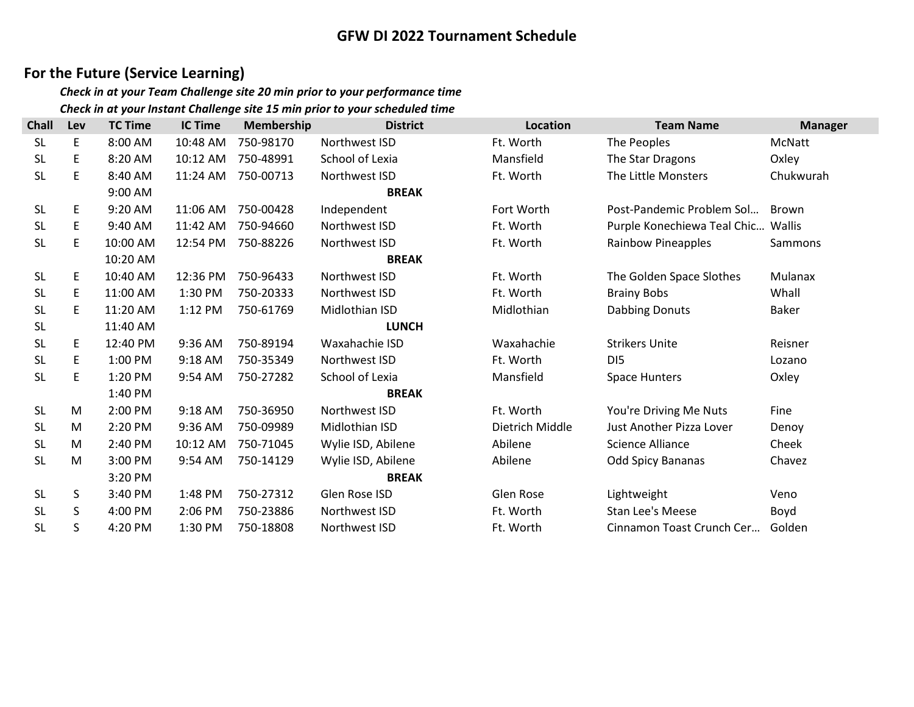# GFW DI 2022 Tournament Schedule

## For the Future (Service Learning)

*Check in at your Team Challenge site 20 min prior to your performance time*

*Check in at your Instant Challenge site 15 min prior to your scheduled time*

| Chall | Lev | TC Time | IC Time | Membership | District | Location | Team Name | Manager |
|---|---|---|---|---|---|---|---|---|
| SL | E | 8:00 AM | 10:48 AM | 750-98170 | Northwest ISD | Ft. Worth | The Peoples | McNatt |
| SL | E | 8:20 AM | 10:12 AM | 750-48991 | School of Lexia | Mansfield | The Star Dragons | Oxley |
| SL | E | 8:40 AM | 11:24 AM | 750-00713 | Northwest ISD | Ft. Worth | The Little Monsters | Chukwurah |
| | | 9:00 AM | | | **BREAK** | | | |
| SL | E | 9:20 AM | 11:06 AM | 750-00428 | Independent | Fort Worth | Post-Pandemic Problem Sol… | Brown |
| SL | E | 9:40 AM | 11:42 AM | 750-94660 | Northwest ISD | Ft. Worth | Purple Konechiewa Teal Chic… | Wallis |
| SL | E | 10:00 AM | 12:54 PM | 750-88226 | Northwest ISD | Ft. Worth | Rainbow Pineapples | Sammons |
| | | 10:20 AM | | | **BREAK** | | | |
| SL | E | 10:40 AM | 12:36 PM | 750-96433 | Northwest ISD | Ft. Worth | The Golden Space Slothes | Mulanax |
| SL | E | 11:00 AM | 1:30 PM | 750-20333 | Northwest ISD | Ft. Worth | Brainy Bobs | Whall |
| SL | E | 11:20 AM | 1:12 PM | 750-61769 | Midlothian ISD | Midlothian | Dabbing Donuts | Baker |
| SL | | 11:40 AM | | | **LUNCH** | | | |
| SL | E | 12:40 PM | 9:36 AM | 750-89194 | Waxahachie ISD | Waxahachie | Strikers Unite | Reisner |
| SL | E | 1:00 PM | 9:18 AM | 750-35349 | Northwest ISD | Ft. Worth | DI5 | Lozano |
| SL | E | 1:20 PM | 9:54 AM | 750-27282 | School of Lexia | Mansfield | Space Hunters | Oxley |
| | | 1:40 PM | | | **BREAK** | | | |
| SL | M | 2:00 PM | 9:18 AM | 750-36950 | Northwest ISD | Ft. Worth | You're Driving Me Nuts | Fine |
| SL | M | 2:20 PM | 9:36 AM | 750-09989 | Midlothian ISD | Dietrich Middle | Just Another Pizza Lover | Denoy |
| SL | M | 2:40 PM | 10:12 AM | 750-71045 | Wylie ISD, Abilene | Abilene | Science Alliance | Cheek |
| SL | M | 3:00 PM | 9:54 AM | 750-14129 | Wylie ISD, Abilene | Abilene | Odd Spicy Bananas | Chavez |
| | | 3:20 PM | | | **BREAK** | | | |
| SL | S | 3:40 PM | 1:48 PM | 750-27312 | Glen Rose ISD | Glen Rose | Lightweight | Veno |
| SL | S | 4:00 PM | 2:06 PM | 750-23886 | Northwest ISD | Ft. Worth | Stan Lee's Meese | Boyd |
| SL | S | 4:20 PM | 1:30 PM | 750-18808 | Northwest ISD | Ft. Worth | Cinnamon Toast Crunch Cer… | Golden |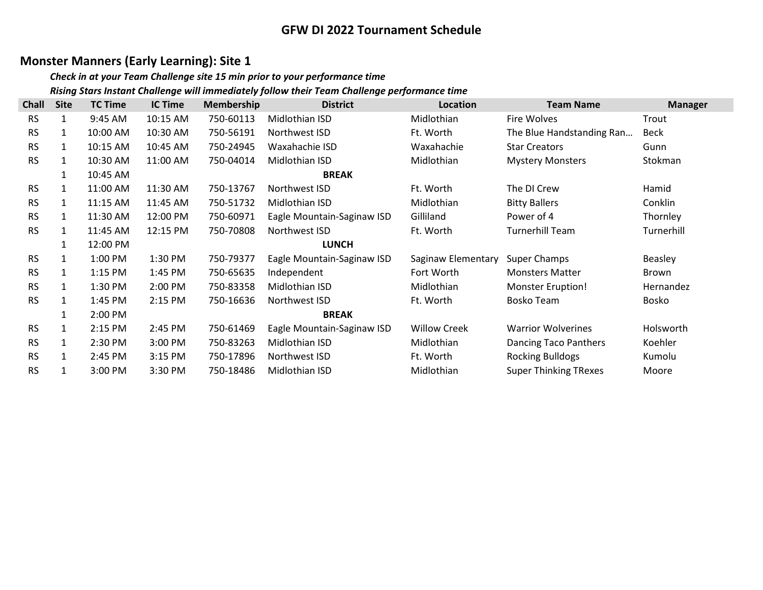# GFW DI 2022 Tournament Schedule

## Monster Manners (Early Learning): Site 1

***Check in at your Team Challenge site 15 min prior to your performance time***

***Rising Stars Instant Challenge will immediately follow their Team Challenge performance time***

| Chall | Site | TC Time | IC Time | Membership | District | Location | Team Name | Manager |
|---|---|---|---|---|---|---|---|---|
| RS | 1 | 9:45 AM | 10:15 AM | 750-60113 | Midlothian ISD | Midlothian | Fire Wolves | Trout |
| RS | 1 | 10:00 AM | 10:30 AM | 750-56191 | Northwest ISD | Ft. Worth | The Blue Handstanding Ran… | Beck |
| RS | 1 | 10:15 AM | 10:45 AM | 750-24945 | Waxahachie ISD | Waxahachie | Star Creators | Gunn |
| RS | 1 | 10:30 AM | 11:00 AM | 750-04014 | Midlothian ISD | Midlothian | Mystery Monsters | Stokman |
| | 1 | 10:45 AM | | | **BREAK** | | | |
| RS | 1 | 11:00 AM | 11:30 AM | 750-13767 | Northwest ISD | Ft. Worth | The DI Crew | Hamid |
| RS | 1 | 11:15 AM | 11:45 AM | 750-51732 | Midlothian ISD | Midlothian | Bitty Ballers | Conklin |
| RS | 1 | 11:30 AM | 12:00 PM | 750-60971 | Eagle Mountain-Saginaw ISD | Gilliland | Power of 4 | Thornley |
| RS | 1 | 11:45 AM | 12:15 PM | 750-70808 | Northwest ISD | Ft. Worth | Turnerhill Team | Turnerhill |
| | 1 | 12:00 PM | | | **LUNCH** | | | |
| RS | 1 | 1:00 PM | 1:30 PM | 750-79377 | Eagle Mountain-Saginaw ISD | Saginaw Elementary | Super Champs | Beasley |
| RS | 1 | 1:15 PM | 1:45 PM | 750-65635 | Independent | Fort Worth | Monsters Matter | Brown |
| RS | 1 | 1:30 PM | 2:00 PM | 750-83358 | Midlothian ISD | Midlothian | Monster Eruption! | Hernandez |
| RS | 1 | 1:45 PM | 2:15 PM | 750-16636 | Northwest ISD | Ft. Worth | Bosko Team | Bosko |
| | 1 | 2:00 PM | | | **BREAK** | | | |
| RS | 1 | 2:15 PM | 2:45 PM | 750-61469 | Eagle Mountain-Saginaw ISD | Willow Creek | Warrior Wolverines | Holsworth |
| RS | 1 | 2:30 PM | 3:00 PM | 750-83263 | Midlothian ISD | Midlothian | Dancing Taco Panthers | Koehler |
| RS | 1 | 2:45 PM | 3:15 PM | 750-17896 | Northwest ISD | Ft. Worth | Rocking Bulldogs | Kumolu |
| RS | 1 | 3:00 PM | 3:30 PM | 750-18486 | Midlothian ISD | Midlothian | Super Thinking TRexes | Moore |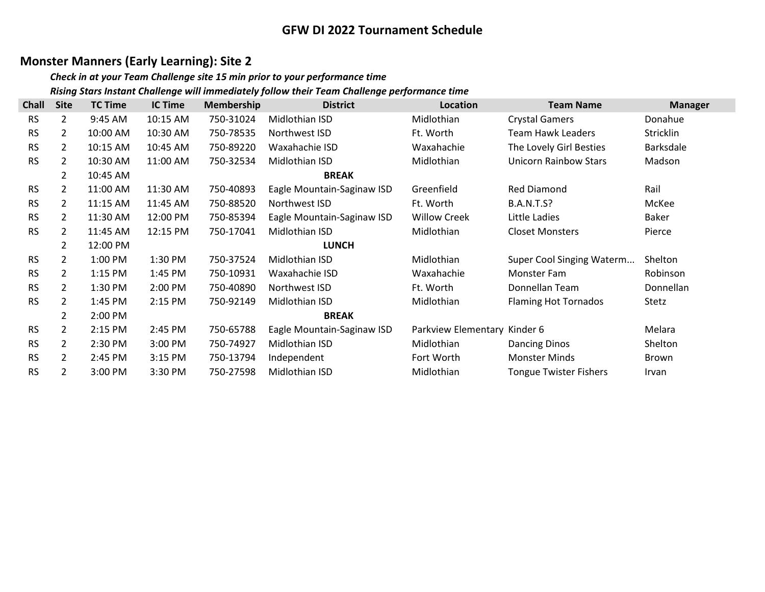# GFW DI 2022 Tournament Schedule

## Monster Manners (Early Learning): Site 2

*Check in at your Team Challenge site 15 min prior to your performance time*

*Rising Stars Instant Challenge will immediately follow their Team Challenge performance time*

| Chall | Site | TC Time | IC Time | Membership | District | Location | Team Name | Manager |
|---|---|---|---|---|---|---|---|---|
| RS | 2 | 9:45 AM | 10:15 AM | 750-31024 | Midlothian ISD | Midlothian | Crystal Gamers | Donahue |
| RS | 2 | 10:00 AM | 10:30 AM | 750-78535 | Northwest ISD | Ft. Worth | Team Hawk Leaders | Stricklin |
| RS | 2 | 10:15 AM | 10:45 AM | 750-89220 | Waxahachie ISD | Waxahachie | The Lovely Girl Besties | Barksdale |
| RS | 2 | 10:30 AM | 11:00 AM | 750-32534 | Midlothian ISD | Midlothian | Unicorn Rainbow Stars | Madson |
| | 2 | 10:45 AM | | | **BREAK** | | | |
| RS | 2 | 11:00 AM | 11:30 AM | 750-40893 | Eagle Mountain-Saginaw ISD | Greenfield | Red Diamond | Rail |
| RS | 2 | 11:15 AM | 11:45 AM | 750-88520 | Northwest ISD | Ft. Worth | B.A.N.T.S? | McKee |
| RS | 2 | 11:30 AM | 12:00 PM | 750-85394 | Eagle Mountain-Saginaw ISD | Willow Creek | Little Ladies | Baker |
| RS | 2 | 11:45 AM | 12:15 PM | 750-17041 | Midlothian ISD | Midlothian | Closet Monsters | Pierce |
| | 2 | 12:00 PM | | | **LUNCH** | | | |
| RS | 2 | 1:00 PM | 1:30 PM | 750-37524 | Midlothian ISD | Midlothian | Super Cool Singing Waterm... | Shelton |
| RS | 2 | 1:15 PM | 1:45 PM | 750-10931 | Waxahachie ISD | Waxahachie | Monster Fam | Robinson |
| RS | 2 | 1:30 PM | 2:00 PM | 750-40890 | Northwest ISD | Ft. Worth | Donnellan Team | Donnellan |
| RS | 2 | 1:45 PM | 2:15 PM | 750-92149 | Midlothian ISD | Midlothian | Flaming Hot Tornados | Stetz |
| | 2 | 2:00 PM | | | **BREAK** | | | |
| RS | 2 | 2:15 PM | 2:45 PM | 750-65788 | Eagle Mountain-Saginaw ISD | Parkview Elementary | Kinder 6 | Melara |
| RS | 2 | 2:30 PM | 3:00 PM | 750-74927 | Midlothian ISD | Midlothian | Dancing Dinos | Shelton |
| RS | 2 | 2:45 PM | 3:15 PM | 750-13794 | Independent | Fort Worth | Monster Minds | Brown |
| RS | 2 | 3:00 PM | 3:30 PM | 750-27598 | Midlothian ISD | Midlothian | Tongue Twister Fishers | Irvan |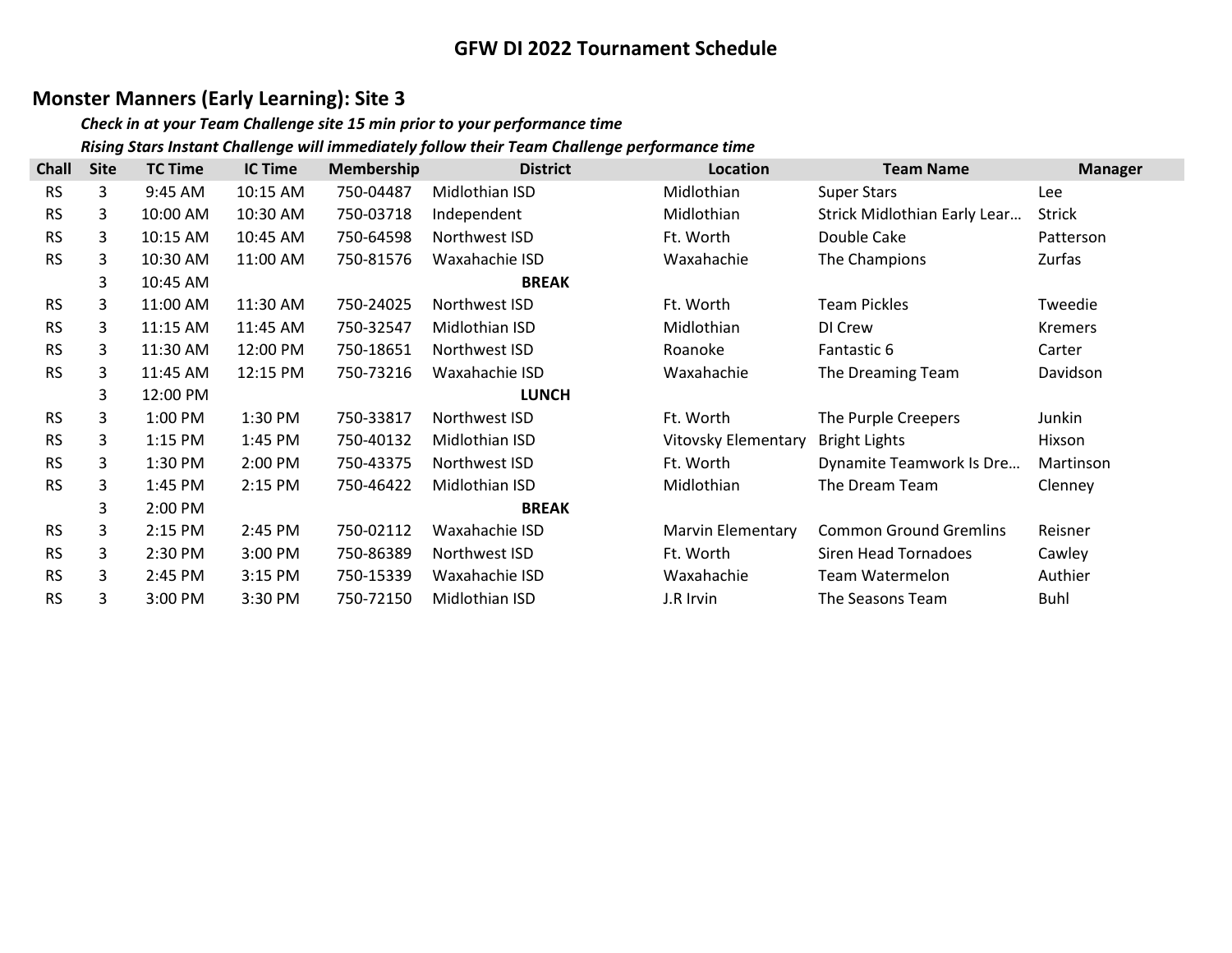# GFW DI 2022 Tournament Schedule

## Monster Manners (Early Learning): Site 3

***Check in at your Team Challenge site 15 min prior to your performance time***

***Rising Stars Instant Challenge will immediately follow their Team Challenge performance time***

| Chall | Site | TC Time | IC Time | Membership | District | Location | Team Name | Manager |
|---|---|---|---|---|---|---|---|---|
| RS | 3 | 9:45 AM | 10:15 AM | 750-04487 | Midlothian ISD | Midlothian | Super Stars | Lee |
| RS | 3 | 10:00 AM | 10:30 AM | 750-03718 | Independent | Midlothian | Strick Midlothian Early Lear… | Strick |
| RS | 3 | 10:15 AM | 10:45 AM | 750-64598 | Northwest ISD | Ft. Worth | Double Cake | Patterson |
| RS | 3 | 10:30 AM | 11:00 AM | 750-81576 | Waxahachie ISD | Waxahachie | The Champions | Zurfas |
| | 3 | 10:45 AM | | | **BREAK** | | | |
| RS | 3 | 11:00 AM | 11:30 AM | 750-24025 | Northwest ISD | Ft. Worth | Team Pickles | Tweedie |
| RS | 3 | 11:15 AM | 11:45 AM | 750-32547 | Midlothian ISD | Midlothian | DI Crew | Kremers |
| RS | 3 | 11:30 AM | 12:00 PM | 750-18651 | Northwest ISD | Roanoke | Fantastic 6 | Carter |
| RS | 3 | 11:45 AM | 12:15 PM | 750-73216 | Waxahachie ISD | Waxahachie | The Dreaming Team | Davidson |
| | 3 | 12:00 PM | | | **LUNCH** | | | |
| RS | 3 | 1:00 PM | 1:30 PM | 750-33817 | Northwest ISD | Ft. Worth | The Purple Creepers | Junkin |
| RS | 3 | 1:15 PM | 1:45 PM | 750-40132 | Midlothian ISD | Vitovsky Elementary | Bright Lights | Hixson |
| RS | 3 | 1:30 PM | 2:00 PM | 750-43375 | Northwest ISD | Ft. Worth | Dynamite Teamwork Is Dre… | Martinson |
| RS | 3 | 1:45 PM | 2:15 PM | 750-46422 | Midlothian ISD | Midlothian | The Dream Team | Clenney |
| | 3 | 2:00 PM | | | **BREAK** | | | |
| RS | 3 | 2:15 PM | 2:45 PM | 750-02112 | Waxahachie ISD | Marvin Elementary | Common Ground Gremlins | Reisner |
| RS | 3 | 2:30 PM | 3:00 PM | 750-86389 | Northwest ISD | Ft. Worth | Siren Head Tornadoes | Cawley |
| RS | 3 | 2:45 PM | 3:15 PM | 750-15339 | Waxahachie ISD | Waxahachie | Team Watermelon | Authier |
| RS | 3 | 3:00 PM | 3:30 PM | 750-72150 | Midlothian ISD | J.R Irvin | The Seasons Team | Buhl |